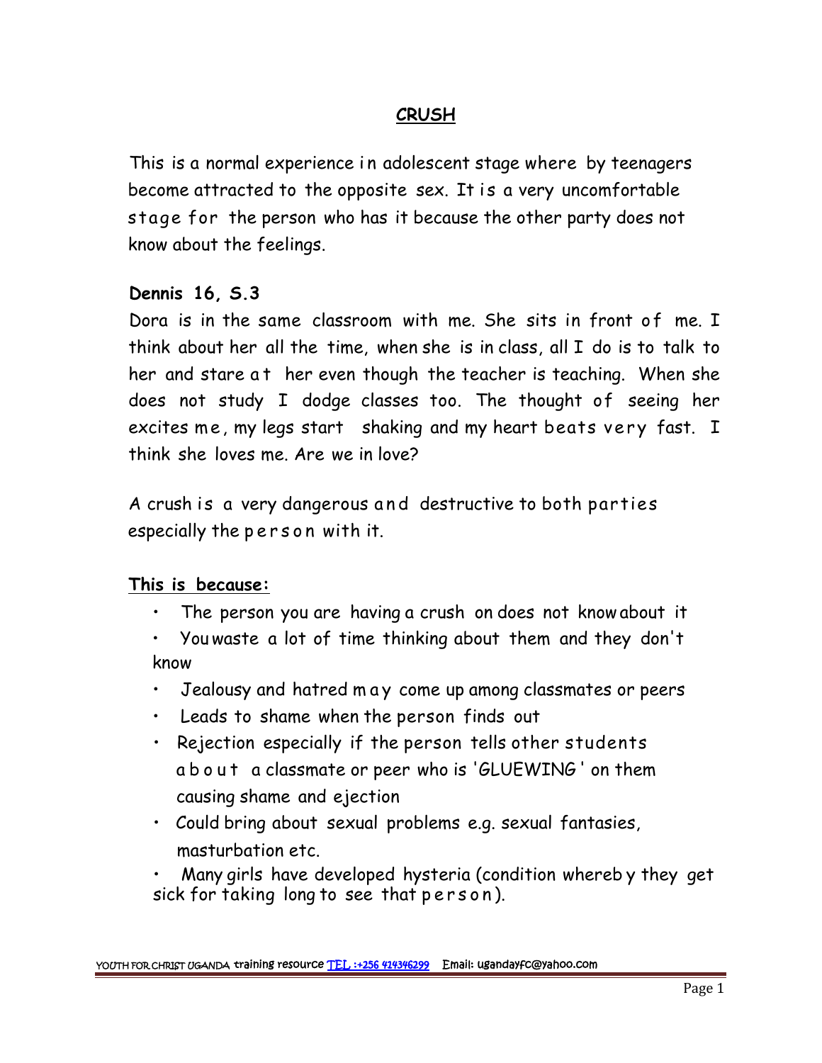# CRUSH

This is a normal experience in adolescent stage where by teenagers become attracted to the opposite sex. It is a very uncomfortable stage for the person who has it because the other party does not know about the feelings.

**Dennis 16, S.3**

Dora is in the same classroom with me. She sits in front of me. I think about her all the time, when she is in class, all I do is to talk to her and stare at her even though the teacher is teaching. When she does not study I dodge classes too. The thought of seeing her excites me, my legs start shaking and my heart beats very fast. I think she loves me. Are we in love?

A crush is a very dangerous and destructive to both parties especially the person with it.

**This is because:**

- The person you are having a crush on does not know about it
- You waste a lot of time thinking about them and they don't know
- Jealousy and hatred may come up among classmates or peers
- Leads to shame when the person finds out
- Rejection especially if the person tells other students about a classmate or peer who is 'GLUEWING' on them causing shame and ejection
- Could bring about sexual problems e.g. sexual fantasies, masturbation etc.
- Many girls have developed hysteria (condition whereby they get sick for taking long to see that person).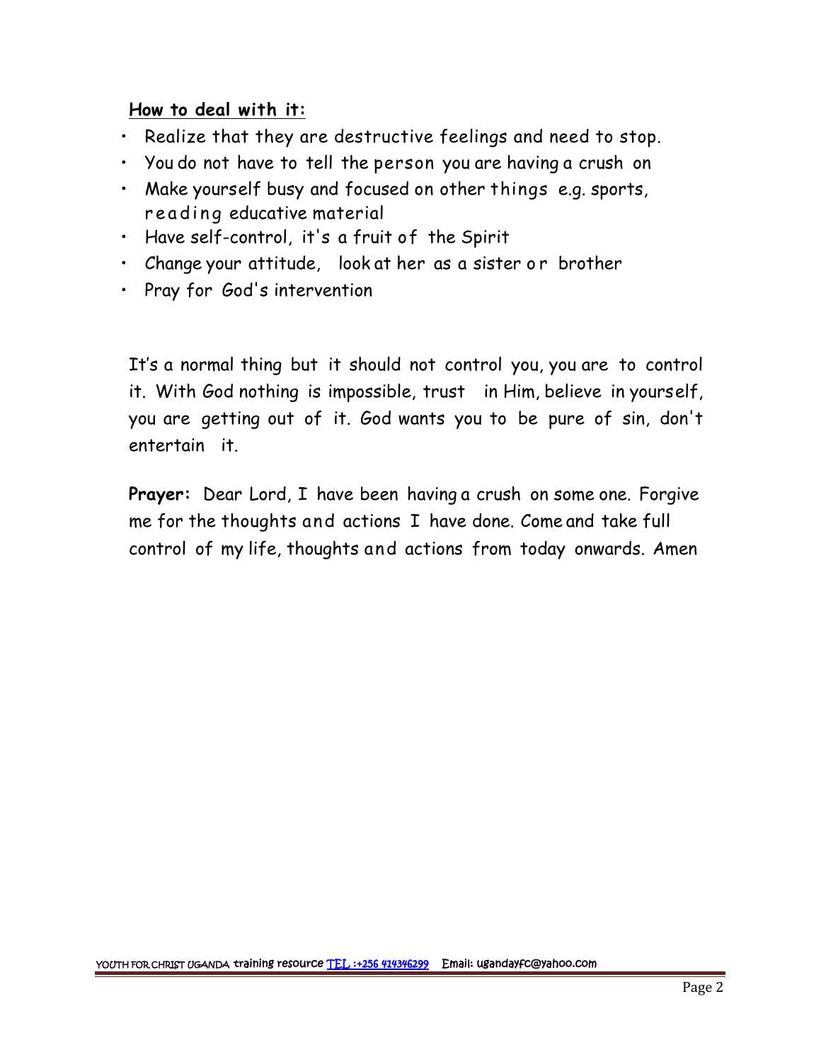**<u>How to deal with it:</u>**

- Realize that they are destructive feelings and need to stop.
- You do not have to tell the person you are having a crush on
- Make yourself busy and focused on other things e.g. sports, reading educative material
- Have self-control, it's a fruit of the Spirit
- Change your attitude, look at her as a sister or brother
- Pray for God's intervention

It's a normal thing but it should not control you, you are to control it. With God nothing is impossible, trust in Him, believe in yourself, you are getting out of it. God wants you to be pure of sin, don't entertain it.

**Prayer:** Dear Lord, I have been having a crush on some one. Forgive me for the thoughts and actions I have done. Come and take full control of my life, thoughts and actions from today onwards. Amen

YOUTH FOR CHRIST UGANDA training resource TEL :+256 414346299 Email: ugandayfc@yahoo.com